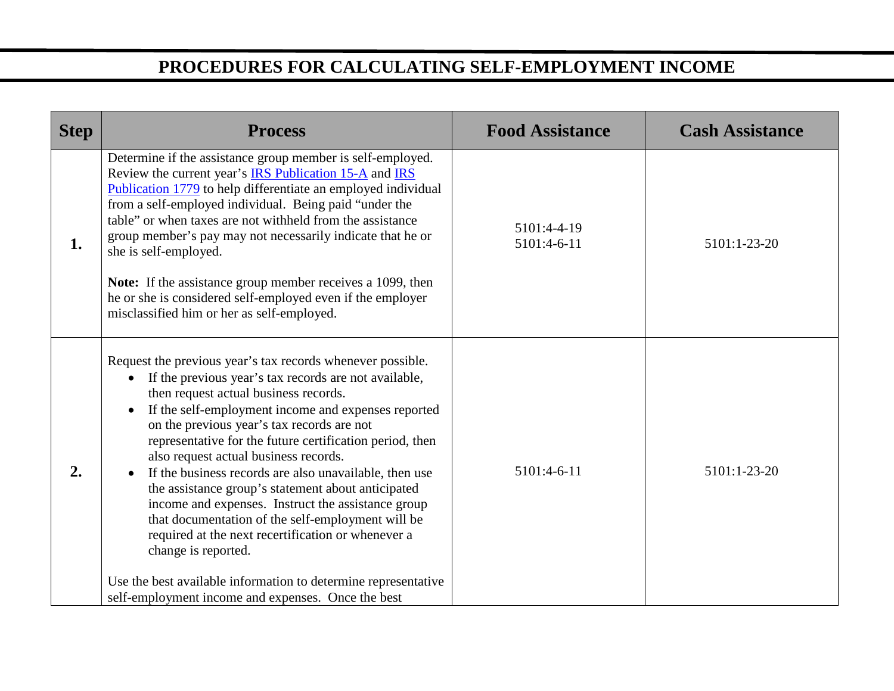# PROCEDURES FOR CALCULATING SELF-EMPLOYMENT INCOME

| Step | Process | Food Assistance | Cash Assistance |
|---|---|---|---|
| **1.** | Determine if the assistance group member is self-employed. Review the current year's IRS Publication 15-A and IRS Publication 1779 to help differentiate an employed individual from a self-employed individual. Being paid "under the table" or when taxes are not withheld from the assistance group member's pay may not necessarily indicate that he or she is self-employed.<br><br>**Note:** If the assistance group member receives a 1099, then he or she is considered self-employed even if the employer misclassified him or her as self-employed. | 5101:4-4-19<br>5101:4-6-11 | 5101:1-23-20 |
| **2.** | Request the previous year's tax records whenever possible.<br>• If the previous year's tax records are not available, then request actual business records.<br>• If the self-employment income and expenses reported on the previous year's tax records are not representative for the future certification period, then also request actual business records.<br>• If the business records are also unavailable, then use the assistance group's statement about anticipated income and expenses. Instruct the assistance group that documentation of the self-employment will be required at the next recertification or whenever a change is reported.<br><br>Use the best available information to determine representative self-employment income and expenses. Once the best | 5101:4-6-11 | 5101:1-23-20 |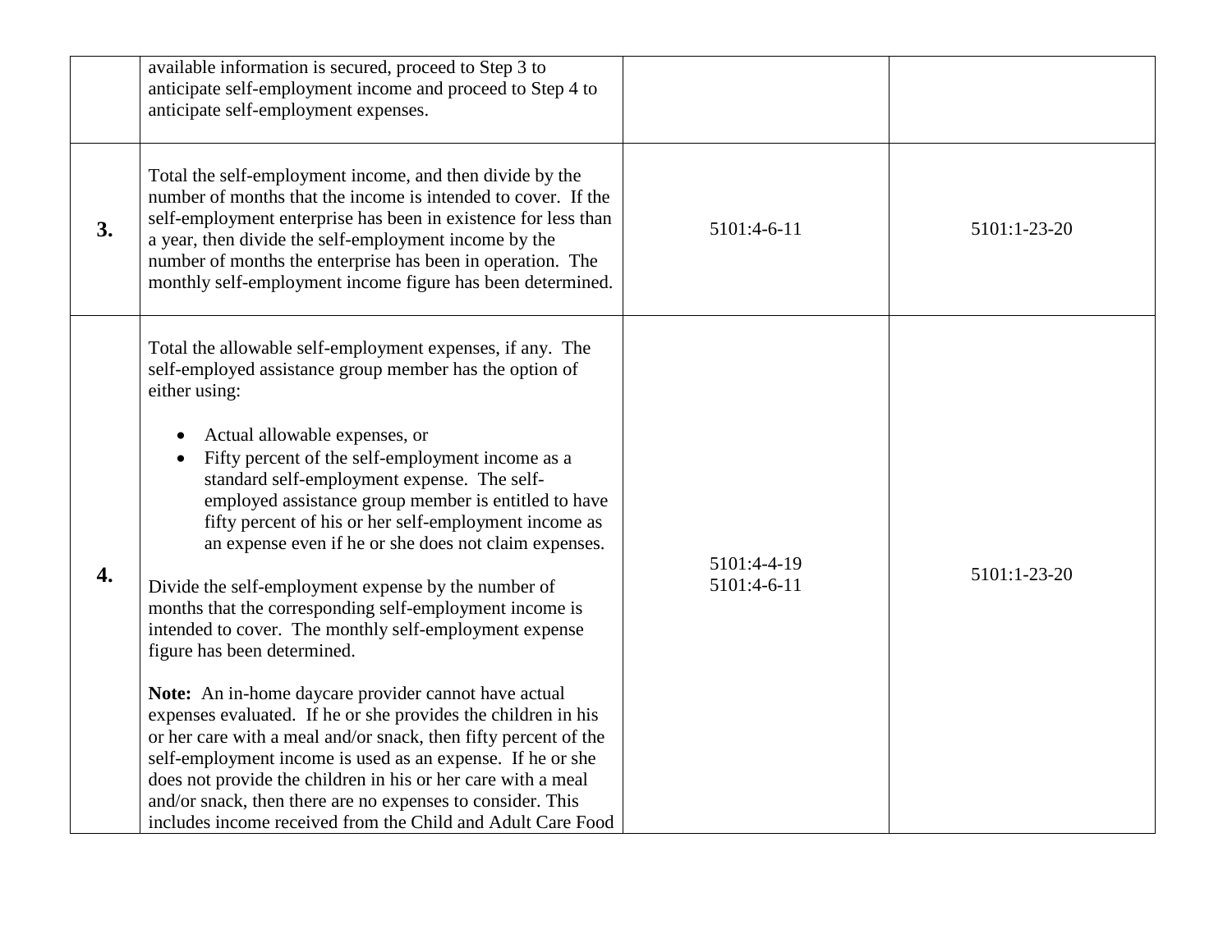| | | | |
|---|---|---|---|
| | available information is secured, proceed to Step 3 to anticipate self-employment income and proceed to Step 4 to anticipate self-employment expenses. | | |
| **3.** | Total the self-employment income, and then divide by the number of months that the income is intended to cover. If the self-employment enterprise has been in existence for less than a year, then divide the self-employment income by the number of months the enterprise has been in operation. The monthly self-employment income figure has been determined. | 5101:4-6-11 | 5101:1-23-20 |
| **4.** | Total the allowable self-employment expenses, if any. The self-employed assistance group member has the option of either using:<br><br>• Actual allowable expenses, or<br>• Fifty percent of the self-employment income as a standard self-employment expense. The self-employed assistance group member is entitled to have fifty percent of his or her self-employment income as an expense even if he or she does not claim expenses.<br><br>Divide the self-employment expense by the number of months that the corresponding self-employment income is intended to cover. The monthly self-employment expense figure has been determined.<br><br>**Note:** An in-home daycare provider cannot have actual expenses evaluated. If he or she provides the children in his or her care with a meal and/or snack, then fifty percent of the self-employment income is used as an expense. If he or she does not provide the children in his or her care with a meal and/or snack, then there are no expenses to consider. This includes income received from the Child and Adult Care Food | 5101:4-4-19<br>5101:4-6-11 | 5101:1-23-20 |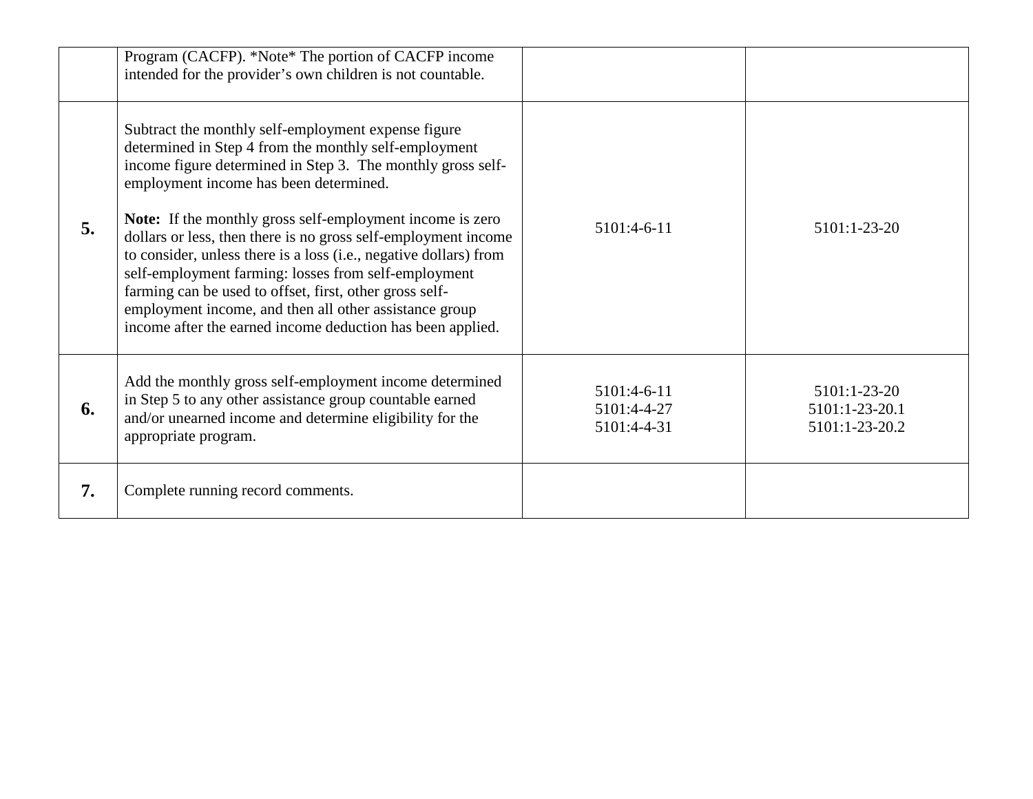| | | | |
|---|---|---|---|
| | Program (CACFP). *Note* The portion of CACFP income intended for the provider's own children is not countable. | | |
| **5.** | Subtract the monthly self-employment expense figure determined in Step 4 from the monthly self-employment income figure determined in Step 3. The monthly gross self-employment income has been determined.<br><br>**Note:** If the monthly gross self-employment income is zero dollars or less, then there is no gross self-employment income to consider, unless there is a loss (i.e., negative dollars) from self-employment farming: losses from self-employment farming can be used to offset, first, other gross self-employment income, and then all other assistance group income after the earned income deduction has been applied. | 5101:4-6-11 | 5101:1-23-20 |
| **6.** | Add the monthly gross self-employment income determined in Step 5 to any other assistance group countable earned and/or unearned income and determine eligibility for the appropriate program. | 5101:4-6-11<br>5101:4-4-27<br>5101:4-4-31 | 5101:1-23-20<br>5101:1-23-20.1<br>5101:1-23-20.2 |
| **7.** | Complete running record comments. | | |